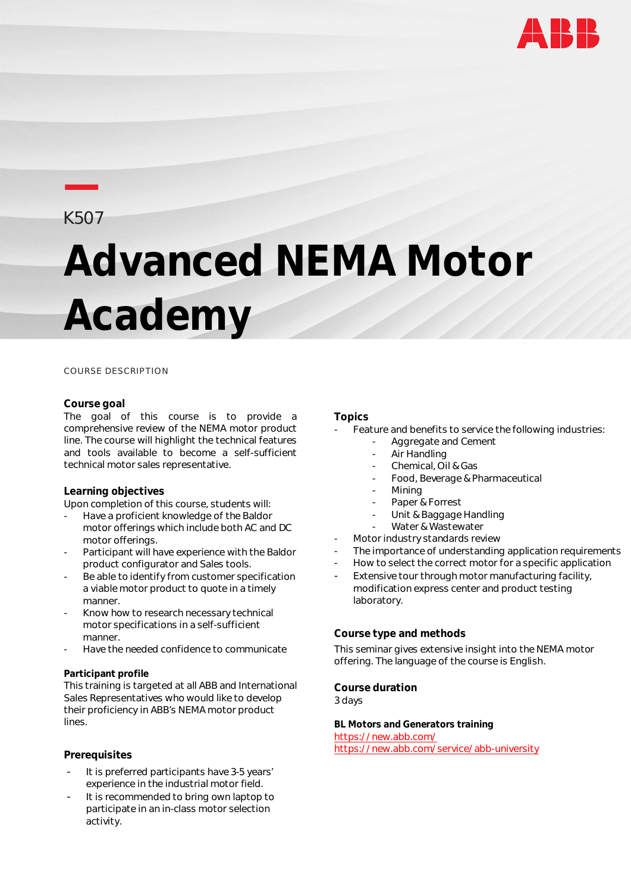K507

# Advanced NEMA Motor Academy

COURSE DESCRIPTION

## Course goal

The goal of this course is to provide a comprehensive review of the NEMA motor product line. The course will highlight the technical features and tools available to become a self-sufficient technical motor sales representative.

## Learning objectives

Upon completion of this course, students will:

- Have a proficient knowledge of the Baldor motor offerings which include both AC and DC motor offerings.
- Participant will have experience with the Baldor product configurator and Sales tools.
- Be able to identify from customer specification a viable motor product to quote in a timely manner.
- Know how to research necessary technical motor specifications in a self-sufficient manner.
- Have the needed confidence to communicate

## Participant profile

This training is targeted at all ABB and International Sales Representatives who would like to develop their proficiency in ABB's NEMA motor product lines.

## Prerequisites

- It is preferred participants have 3-5 years' experience in the industrial motor field.
- It is recommended to bring own laptop to participate in an in-class motor selection activity.

## Topics

- Feature and benefits to service the following industries:
  - Aggregate and Cement
  - Air Handling
  - Chemical, Oil & Gas
  - Food, Beverage & Pharmaceutical
  - Mining
  - Paper & Forrest
  - Unit & Baggage Handling
  - Water & Wastewater
- Motor industry standards review
- The importance of understanding application requirements
- How to select the correct motor for a specific application
- Extensive tour through motor manufacturing facility, modification express center and product testing laboratory.

## Course type and methods

This seminar gives extensive insight into the NEMA motor offering. The language of the course is English.

## Course duration

3 days

### BL Motors and Generators training

https://new.abb.com/
https://new.abb.com/service/abb-university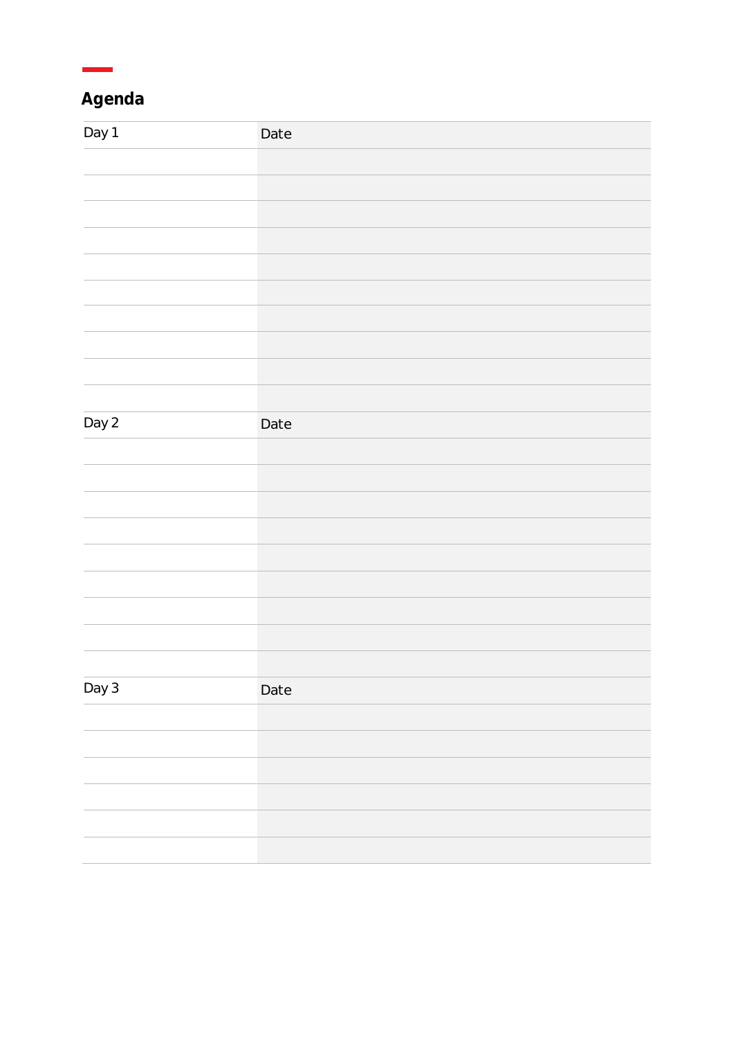## Agenda

| | |
|---|---|
| Day 1 | Date |
| | |
| | |
| | |
| | |
| | |
| | |
| | |
| | |
| | |
| | |
| Day 2 | Date |
| | |
| | |
| | |
| | |
| | |
| | |
| | |
| | |
| | |
| Day 3 | Date |
| | |
| | |
| | |
| | |
| | |
| | |